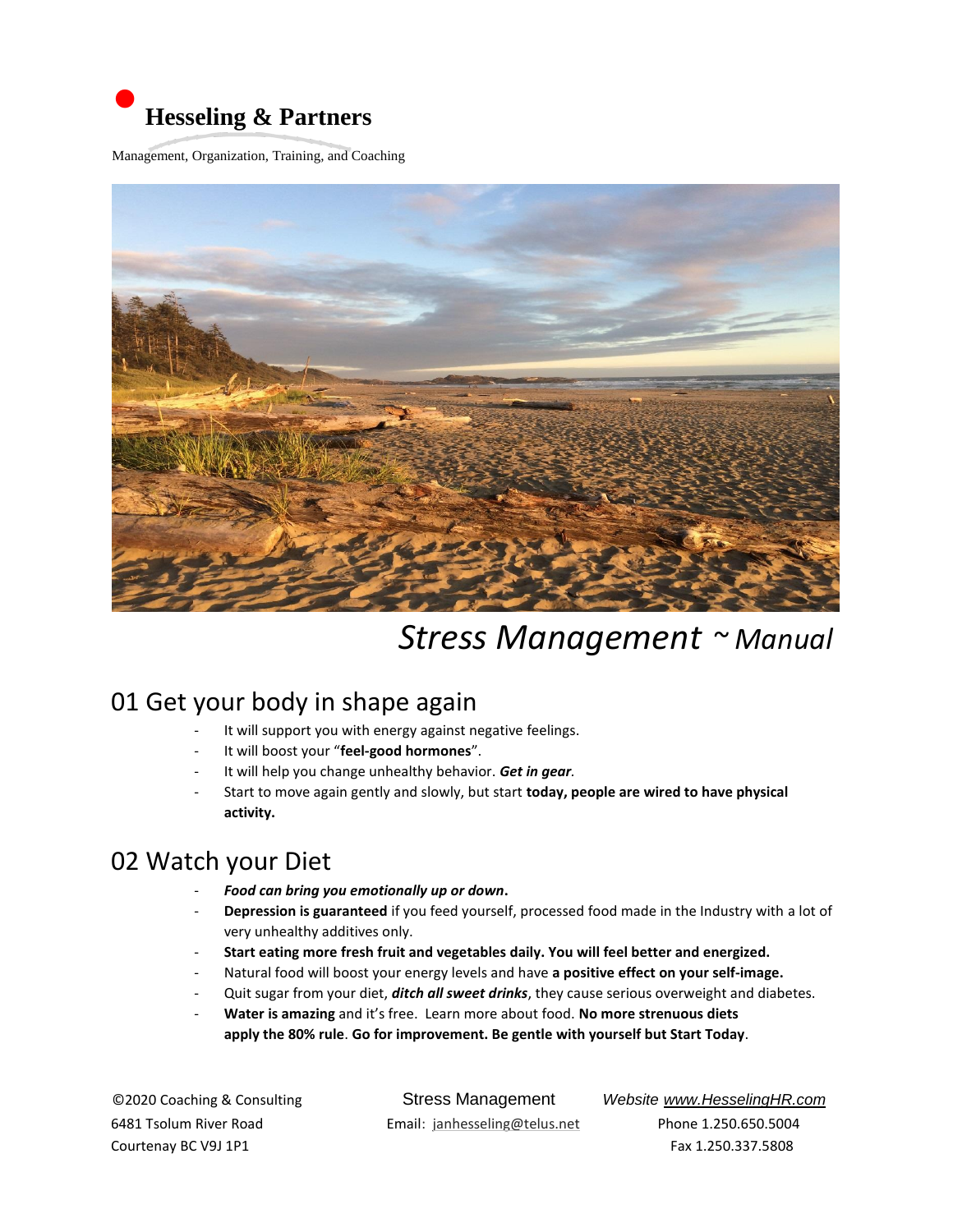**Hesseling & Partners**

Management, Organization, Training, and Coaching

# *Stress Management ~ Manual*

## 01 Get your body in shape again

- It will support you with energy against negative feelings.
- It will boost your "**feel-good hormones**".
- It will help you change unhealthy behavior. ***Get in gear***.
- Start to move again gently and slowly, but start **today, people are wired to have physical activity.**

## 02 Watch your Diet

- ***Food can bring you emotionally up or down*.**
- **Depression is guaranteed** if you feed yourself, processed food made in the Industry with a lot of very unhealthy additives only.
- **Start eating more fresh fruit and vegetables daily. You will feel better and energized.**
- Natural food will boost your energy levels and have **a positive effect on your self-image.**
- Quit sugar from your diet, ***ditch all sweet drinks***, they cause serious overweight and diabetes.
- **Water is amazing** and it's free. Learn more about food. **No more strenuous diets apply the 80% rule**. **Go for improvement. Be gentle with yourself but Start Today**.

©2020 Coaching & Consulting
6481 Tsolum River Road
Courtenay BC V9J 1P1

Stress Management
Email: janhesseling@telus.net

*Website www.HesselingHR.com*
Phone 1.250.650.5004
Fax 1.250.337.5808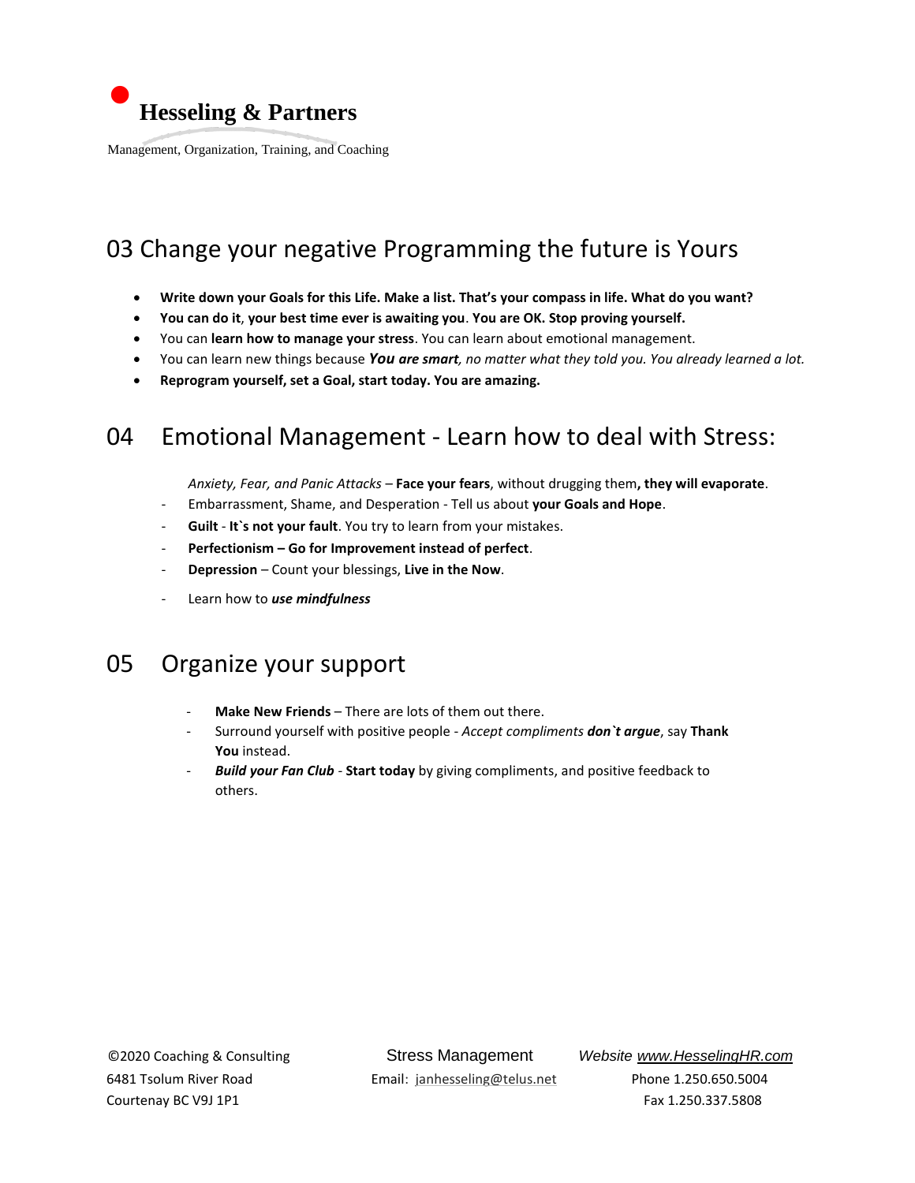**Hesseling & Partners**

Management, Organization, Training, and Coaching

## 03 Change your negative Programming the future is Yours

- **Write down your Goals for this Life. Make a list. That's your compass in life. What do you want?**
- **You can do it**, **your best time ever is awaiting you**. **You are OK. Stop proving yourself.**
- You can **learn how to manage your stress**. You can learn about emotional management.
- You can learn new things because ***You are smart****, no matter what they told you. You already learned a lot.*
- **Reprogram yourself, set a Goal, start today. You are amazing.**

## 04 Emotional Management - Learn how to deal with Stress:

*Anxiety, Fear, and Panic Attacks* – **Face your fears**, without drugging them**, they will evaporate**.

- Embarrassment, Shame, and Desperation - Tell us about **your Goals and Hope**.
- **Guilt** - **It`s not your fault**. You try to learn from your mistakes.
- **Perfectionism – Go for Improvement instead of perfect**.
- **Depression** – Count your blessings, **Live in the Now**.
- Learn how to ***use mindfulness***

## 05 Organize your support

- **Make New Friends** – There are lots of them out there.
- Surround yourself with positive people - *Accept compliments* ***don`t argue***, say **Thank You** instead.
- ***Build your Fan Club*** - **Start today** by giving compliments, and positive feedback to others.

©2020 Coaching & Consulting
6481 Tsolum River Road
Courtenay BC V9J 1P1

Stress Management
Email: janhesseling@telus.net

*Website www.HesselingHR.com*
Phone 1.250.650.5004
Fax 1.250.337.5808